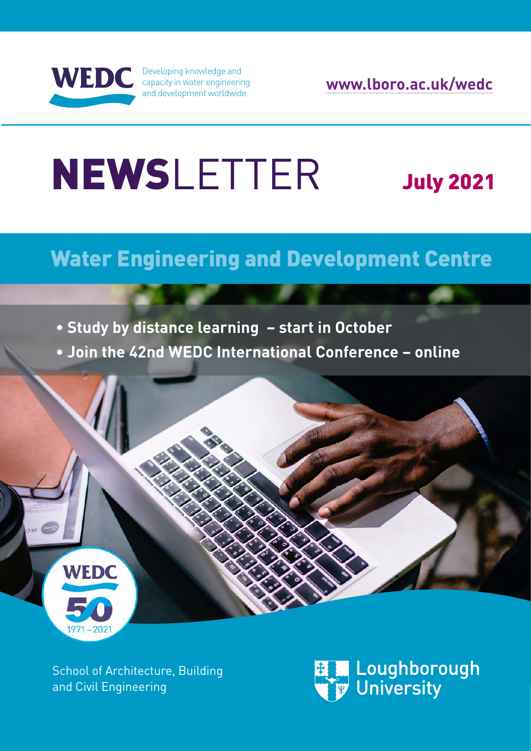**WEDC** Developing knowledge and capacity in water engineering and development worldwide

www.lboro.ac.uk/wedc

# NEWSLETTER

**July 2021**

## Water Engineering and Development Centre

- **Study by distance learning – start in October**
- **Join the 42nd WEDC International Conference – online**

WEDC 50 1971 – 2021

School of Architecture, Building and Civil Engineering

Loughborough University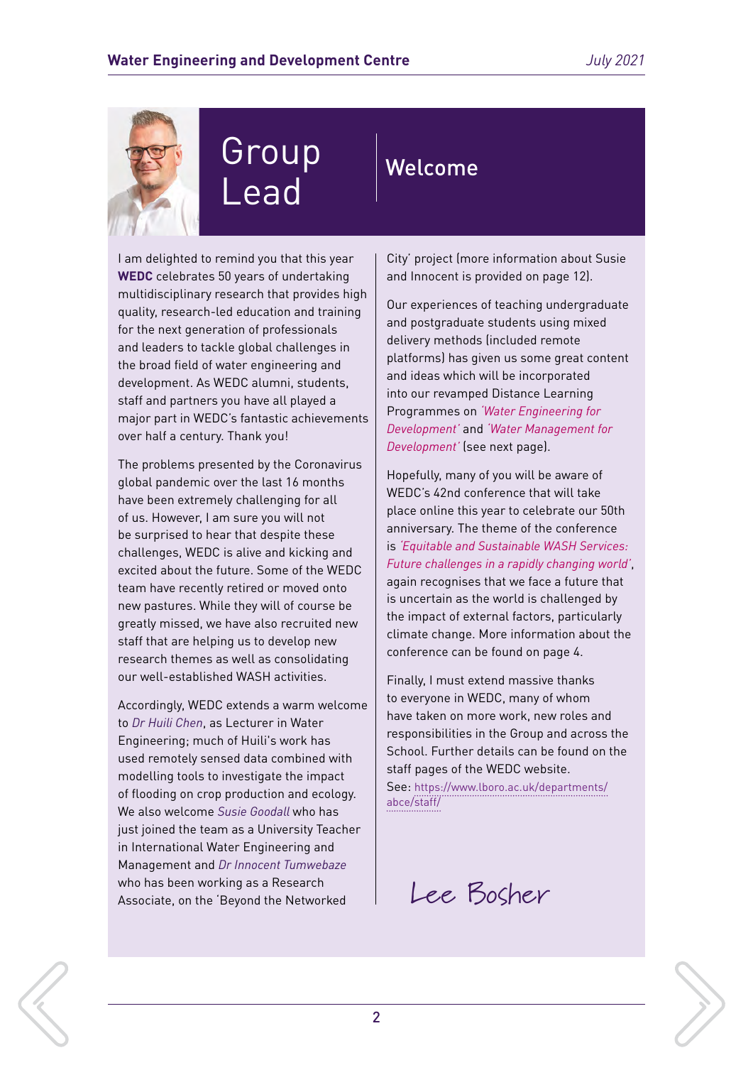# Group Lead

## Welcome

I am delighted to remind you that this year **WEDC** celebrates 50 years of undertaking multidisciplinary research that provides high quality, research-led education and training for the next generation of professionals and leaders to tackle global challenges in the broad field of water engineering and development. As WEDC alumni, students, staff and partners you have all played a major part in WEDC's fantastic achievements over half a century. Thank you!

The problems presented by the Coronavirus global pandemic over the last 16 months have been extremely challenging for all of us. However, I am sure you will not be surprised to hear that despite these challenges, WEDC is alive and kicking and excited about the future. Some of the WEDC team have recently retired or moved onto new pastures. While they will of course be greatly missed, we have also recruited new staff that are helping us to develop new research themes as well as consolidating our well-established WASH activities.

Accordingly, WEDC extends a warm welcome to *Dr Huili Chen*, as Lecturer in Water Engineering; much of Huili's work has used remotely sensed data combined with modelling tools to investigate the impact of flooding on crop production and ecology. We also welcome *Susie Goodall* who has just joined the team as a University Teacher in International Water Engineering and Management and *Dr Innocent Tumwebaze* who has been working as a Research Associate, on the 'Beyond the Networked City' project (more information about Susie and Innocent is provided on page 12).

Our experiences of teaching undergraduate and postgraduate students using mixed delivery methods (included remote platforms) has given us some great content and ideas which will be incorporated into our revamped Distance Learning Programmes on *'Water Engineering for Development'* and *'Water Management for Development'* (see next page).

Hopefully, many of you will be aware of WEDC's 42nd conference that will take place online this year to celebrate our 50th anniversary. The theme of the conference is *'Equitable and Sustainable WASH Services: Future challenges in a rapidly changing world'*, again recognises that we face a future that is uncertain as the world is challenged by the impact of external factors, particularly climate change. More information about the conference can be found on page 4.

Finally, I must extend massive thanks to everyone in WEDC, many of whom have taken on more work, new roles and responsibilities in the Group and across the School. Further details can be found on the staff pages of the WEDC website.

See: https://www.lboro.ac.uk/departments/abce/staff/

Lee Bosher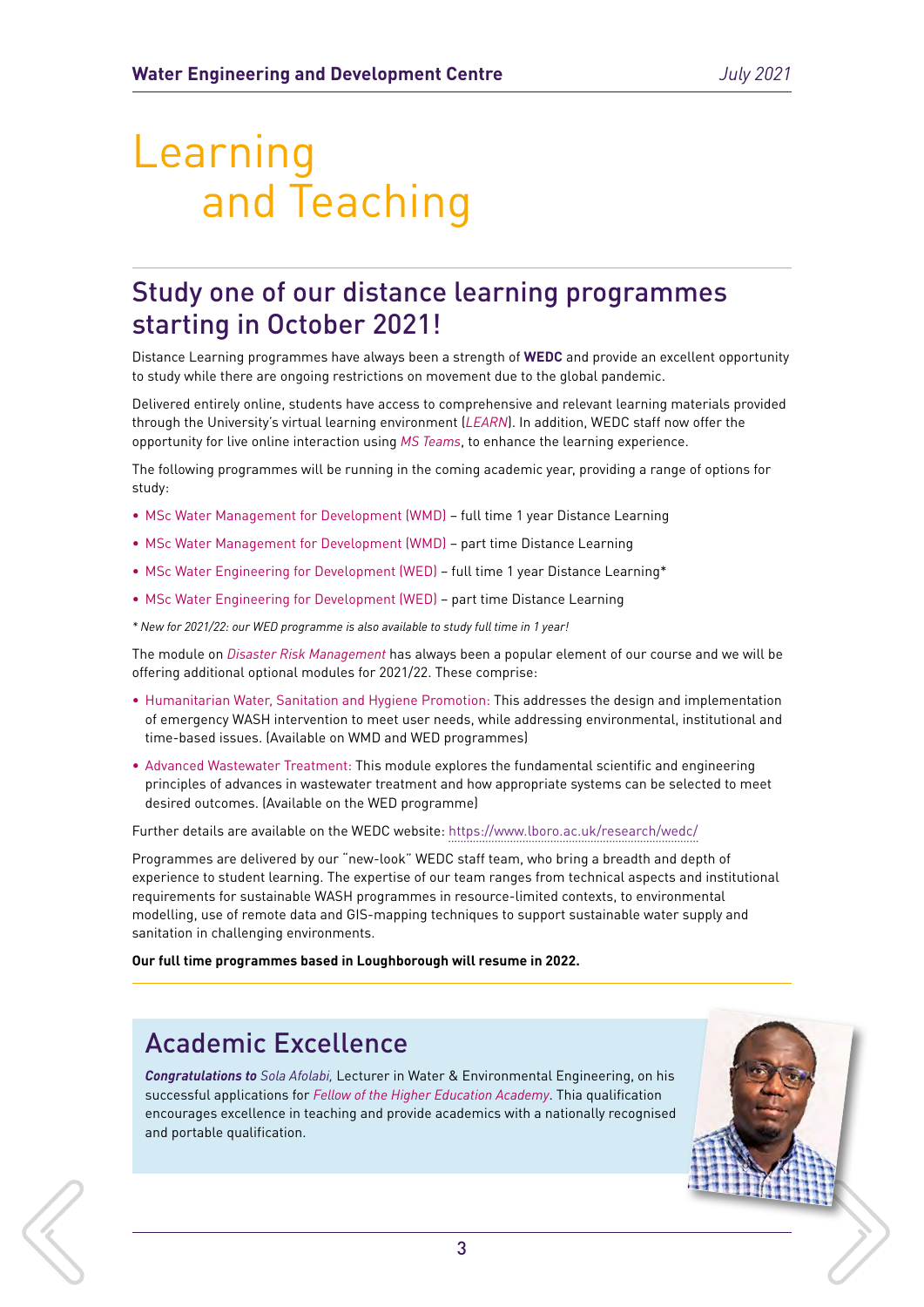# Learning and Teaching

## Study one of our distance learning programmes starting in October 2021!

Distance Learning programmes have always been a strength of **WEDC** and provide an excellent opportunity to study while there are ongoing restrictions on movement due to the global pandemic.

Delivered entirely online, students have access to comprehensive and relevant learning materials provided through the University's virtual learning environment (*LEARN*). In addition, WEDC staff now offer the opportunity for live online interaction using *MS Teams*, to enhance the learning experience.

The following programmes will be running in the coming academic year, providing a range of options for study:

- MSc Water Management for Development (WMD) – full time 1 year Distance Learning
- MSc Water Management for Development (WMD) – part time Distance Learning
- MSc Water Engineering for Development (WED) – full time 1 year Distance Learning*
- MSc Water Engineering for Development (WED) – part time Distance Learning

*\* New for 2021/22: our WED programme is also available to study full time in 1 year!*

The module on *Disaster Risk Management* has always been a popular element of our course and we will be offering additional optional modules for 2021/22. These comprise:

- Humanitarian Water, Sanitation and Hygiene Promotion: This addresses the design and implementation of emergency WASH intervention to meet user needs, while addressing environmental, institutional and time-based issues. (Available on WMD and WED programmes)
- Advanced Wastewater Treatment: This module explores the fundamental scientific and engineering principles of advances in wastewater treatment and how appropriate systems can be selected to meet desired outcomes. (Available on the WED programme)

Further details are available on the WEDC website: https://www.lboro.ac.uk/research/wedc/

Programmes are delivered by our "new-look" WEDC staff team, who bring a breadth and depth of experience to student learning. The expertise of our team ranges from technical aspects and institutional requirements for sustainable WASH programmes in resource-limited contexts, to environmental modelling, use of remote data and GIS-mapping techniques to support sustainable water supply and sanitation in challenging environments.

**Our full time programmes based in Loughborough will resume in 2022.**

## Academic Excellence

***Congratulations to*** *Sola Afolabi,* Lecturer in Water & Environmental Engineering, on his successful applications for *Fellow of the Higher Education Academy*. Thia qualification encourages excellence in teaching and provide academics with a nationally recognised and portable qualification.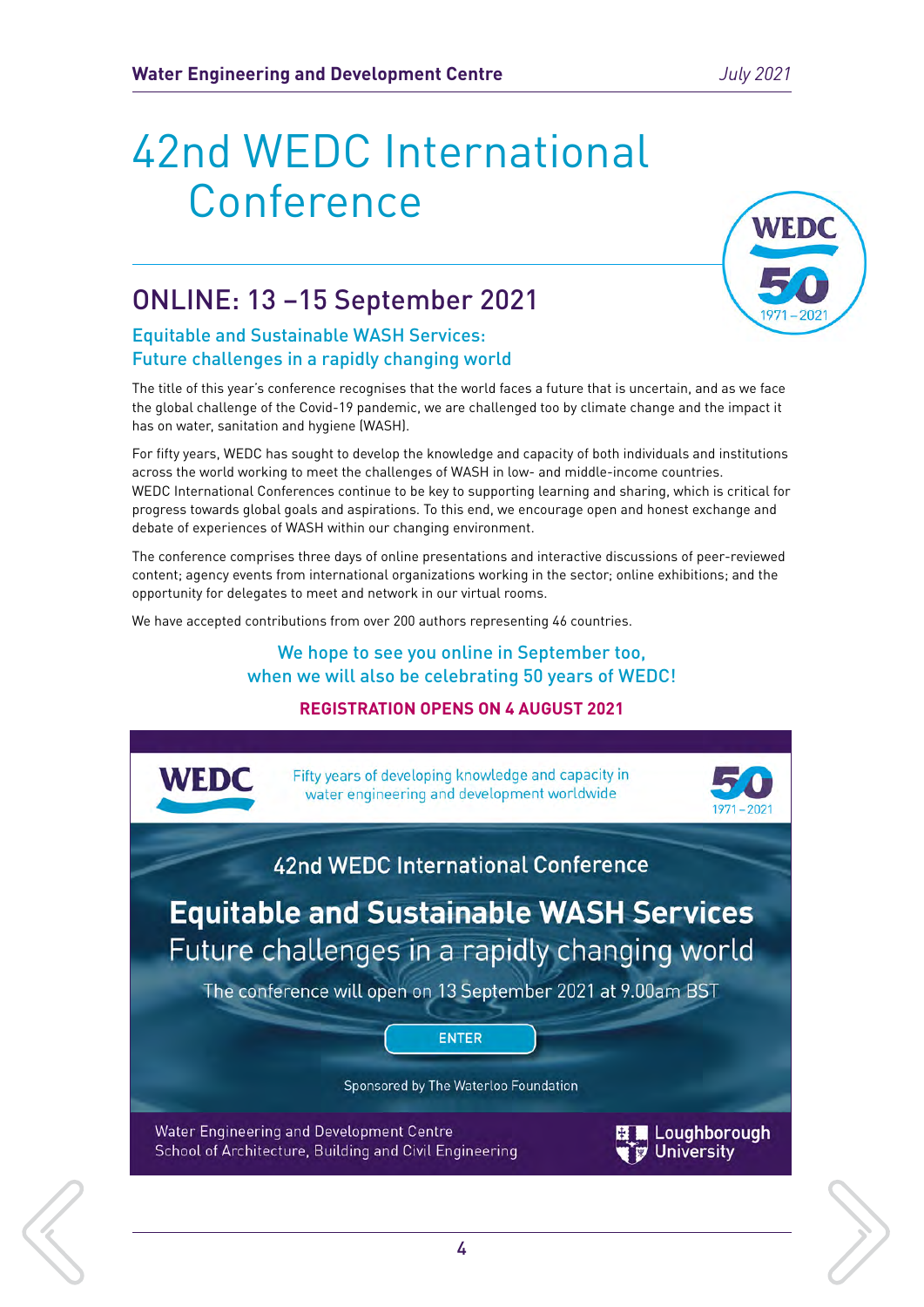# 42nd WEDC International Conference

## ONLINE: 13 –15 September 2021

### Equitable and Sustainable WASH Services: Future challenges in a rapidly changing world

The title of this year's conference recognises that the world faces a future that is uncertain, and as we face the global challenge of the Covid-19 pandemic, we are challenged too by climate change and the impact it has on water, sanitation and hygiene (WASH).

For fifty years, WEDC has sought to develop the knowledge and capacity of both individuals and institutions across the world working to meet the challenges of WASH in low- and middle-income countries. WEDC International Conferences continue to be key to supporting learning and sharing, which is critical for progress towards global goals and aspirations. To this end, we encourage open and honest exchange and debate of experiences of WASH within our changing environment.

The conference comprises three days of online presentations and interactive discussions of peer-reviewed content; agency events from international organizations working in the sector; online exhibitions; and the opportunity for delegates to meet and network in our virtual rooms.

We have accepted contributions from over 200 authors representing 46 countries.

We hope to see you online in September too, when we will also be celebrating 50 years of WEDC!

**REGISTRATION OPENS ON 4 AUGUST 2021**

WEDC

Fifty years of developing knowledge and capacity in water engineering and development worldwide

50 1971 – 2021

42nd WEDC International Conference

**Equitable and Sustainable WASH Services**

Future challenges in a rapidly changing world

The conference will open on 13 September 2021 at 9.00am BST

ENTER

Sponsored by The Waterloo Foundation

Water Engineering and Development Centre
School of Architecture, Building and Civil Engineering

Loughborough University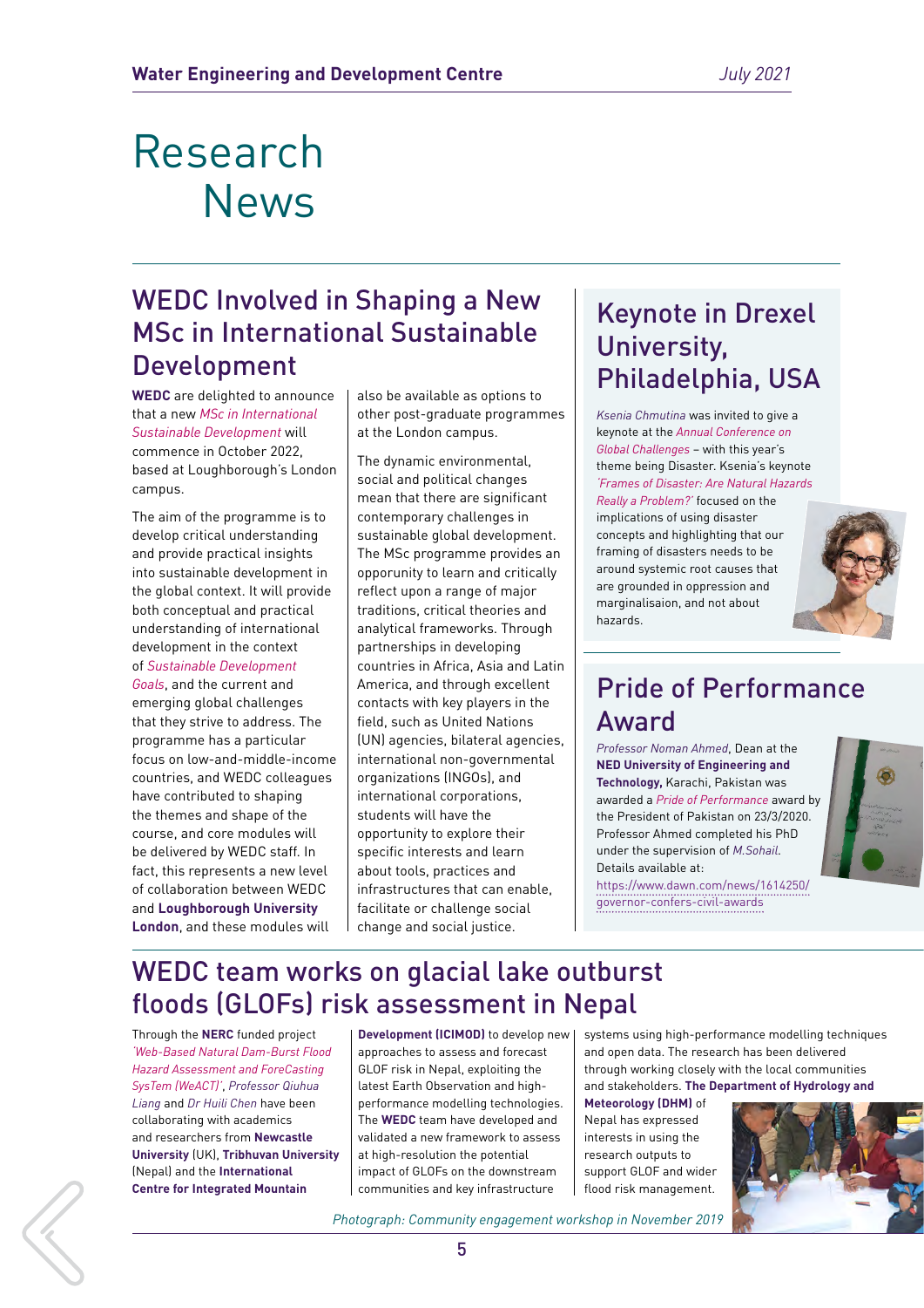# Research News

## WEDC Involved in Shaping a New MSc in International Sustainable Development

**WEDC** are delighted to announce that a new *MSc in International Sustainable Development* will commence in October 2022, based at Loughborough's London campus.

The aim of the programme is to develop critical understanding and provide practical insights into sustainable development in the global context. It will provide both conceptual and practical understanding of international development in the context of *Sustainable Development Goals*, and the current and emerging global challenges that they strive to address. The programme has a particular focus on low-and-middle-income countries, and WEDC colleagues have contributed to shaping the themes and shape of the course, and core modules will be delivered by WEDC staff. In fact, this represents a new level of collaboration between WEDC and **Loughborough University London**, and these modules will also be available as options to other post-graduate programmes at the London campus.

The dynamic environmental, social and political changes mean that there are significant contemporary challenges in sustainable global development. The MSc programme provides an opportunity to learn and critically reflect upon a range of major traditions, critical theories and analytical frameworks. Through partnerships in developing countries in Africa, Asia and Latin America, and through excellent contacts with key players in the field, such as United Nations (UN) agencies, bilateral agencies, international non-governmental organizations (INGOs), and international corporations, students will have the opportunity to explore their specific interests and learn about tools, practices and infrastructures that can enable, facilitate or challenge social change and social justice.

## Keynote in Drexel University, Philadelphia, USA

*Ksenia Chmutina* was invited to give a keynote at the *Annual Conference on Global Challenges* – with this year's theme being Disaster. Ksenia's keynote *'Frames of Disaster: Are Natural Hazards Really a Problem?'* focused on the implications of using disaster concepts and highlighting that our framing of disasters needs to be around systemic root causes that are grounded in oppression and marginalisaion, and not about hazards.

## Pride of Performance Award

*Professor Noman Ahmed*, Dean at the **NED University of Engineering and Technology,** Karachi, Pakistan was awarded a *Pride of Performance* award by the President of Pakistan on 23/3/2020. Professor Ahmed completed his PhD under the supervision of *M.Sohail*. Details available at: https://www.dawn.com/news/1614250/governor-confers-civil-awards

## WEDC team works on glacial lake outburst floods (GLOFs) risk assessment in Nepal

Through the **NERC** funded project *'Web-Based Natural Dam-Burst Flood Hazard Assessment and ForeCasting SysTem (WeACT)'*, *Professor Qiuhua Liang* and *Dr Huili Chen* have been collaborating with academics and researchers from **Newcastle University** (UK), **Tribhuvan University** (Nepal) and the **International Centre for Integrated Mountain Development (ICIMOD)** to develop new approaches to assess and forecast GLOF risk in Nepal, exploiting the latest Earth Observation and high-performance modelling technologies. The **WEDC** team have developed and validated a new framework to assess at high-resolution the potential impact of GLOFs on the downstream communities and key infrastructure systems using high-performance modelling techniques and open data. The research has been delivered through working closely with the local communities and stakeholders. **The Department of Hydrology and Meteorology (DHM)** of Nepal has expressed interests in using the research outputs to support GLOF and wider flood risk management.

*Photograph: Community engagement workshop in November 2019*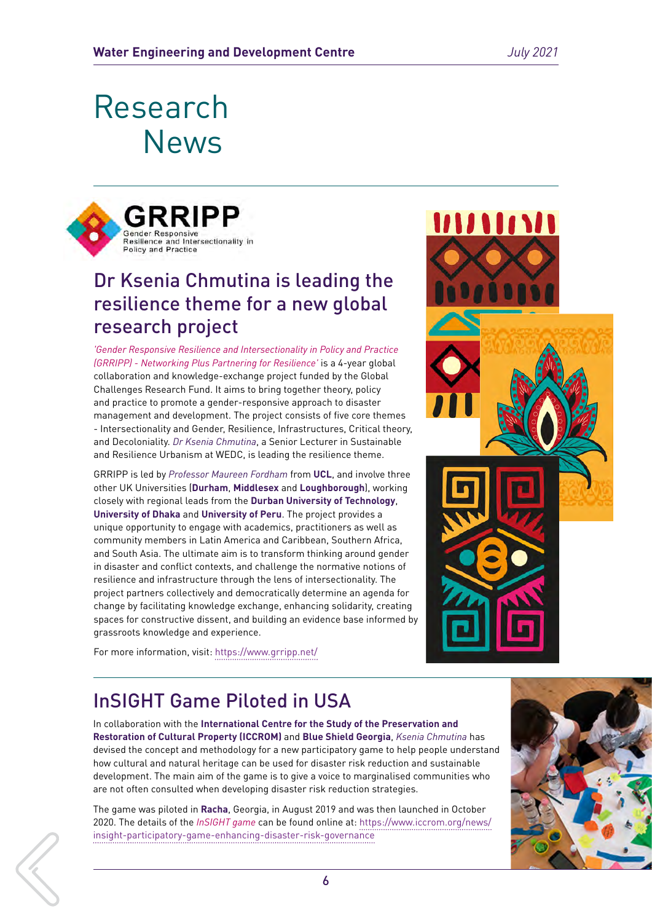# Research News

GRRIPP
Gender Responsive Resilience and Intersectionality in Policy and Practice

## Dr Ksenia Chmutina is leading the resilience theme for a new global research project

*'Gender Responsive Resilience and Intersectionality in Policy and Practice (GRRIPP) - Networking Plus Partnering for Resilience'* is a 4-year global collaboration and knowledge-exchange project funded by the Global Challenges Research Fund. It aims to bring together theory, policy and practice to promote a gender-responsive approach to disaster management and development. The project consists of five core themes - Intersectionality and Gender, Resilience, Infrastructures, Critical theory, and Decoloniality. *Dr Ksenia Chmutina*, a Senior Lecturer in Sustainable and Resilience Urbanism at WEDC, is leading the resilience theme.

GRRIPP is led by *Professor Maureen Fordham* from **UCL**, and involve three other UK Universities (**Durham**, **Middlesex** and **Loughborough**), working closely with regional leads from the **Durban University of Technology**, **University of Dhaka** and **University of Peru**. The project provides a unique opportunity to engage with academics, practitioners as well as community members in Latin America and Caribbean, Southern Africa, and South Asia. The ultimate aim is to transform thinking around gender in disaster and conflict contexts, and challenge the normative notions of resilience and infrastructure through the lens of intersectionality. The project partners collectively and democratically determine an agenda for change by facilitating knowledge exchange, enhancing solidarity, creating spaces for constructive dissent, and building an evidence base informed by grassroots knowledge and experience.

For more information, visit: https://www.grripp.net/

## InSIGHT Game Piloted in USA

In collaboration with the **International Centre for the Study of the Preservation and Restoration of Cultural Property (ICCROM)** and **Blue Shield Georgia**, *Ksenia Chmutina* has devised the concept and methodology for a new participatory game to help people understand how cultural and natural heritage can be used for disaster risk reduction and sustainable development. The main aim of the game is to give a voice to marginalised communities who are not often consulted when developing disaster risk reduction strategies.

The game was piloted in **Racha**, Georgia, in August 2019 and was then launched in October 2020. The details of the *InSIGHT game* can be found online at: https://www.iccrom.org/news/insight-participatory-game-enhancing-disaster-risk-governance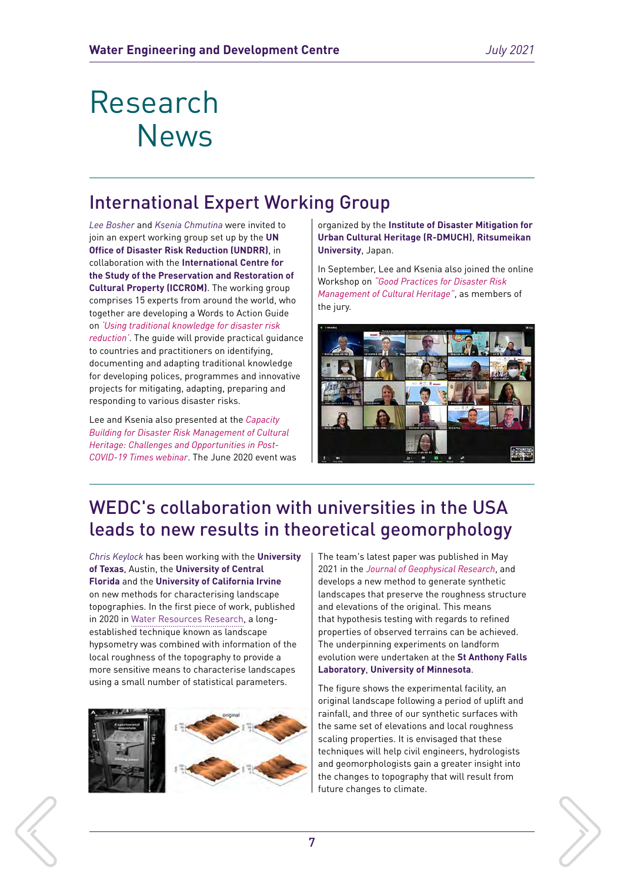# Research News

## International Expert Working Group

*Lee Bosher* and *Ksenia Chmutina* were invited to join an expert working group set up by the **UN Office of Disaster Risk Reduction (UNDRR)**, in collaboration with the **International Centre for the Study of the Preservation and Restoration of Cultural Property (ICCROM)**. The working group comprises 15 experts from around the world, who together are developing a Words to Action Guide on *'Using traditional knowledge for disaster risk reduction'*. The guide will provide practical guidance to countries and practitioners on identifying, documenting and adapting traditional knowledge for developing polices, programmes and innovative projects for mitigating, adapting, preparing and responding to various disaster risks.

Lee and Ksenia also presented at the *Capacity Building for Disaster Risk Management of Cultural Heritage: Challenges and Opportunities in Post-COVID-19 Times webinar*. The June 2020 event was organized by the **Institute of Disaster Mitigation for Urban Cultural Heritage (R-DMUCH)**, **Ritsumeikan University**, Japan.

In September, Lee and Ksenia also joined the online Workshop on *"Good Practices for Disaster Risk Management of Cultural Heritage"*, as members of the jury.

## WEDC's collaboration with universities in the USA leads to new results in theoretical geomorphology

*Chris Keylock* has been working with the **University of Texas**, Austin, the **University of Central Florida** and the **University of California Irvine** on new methods for characterising landscape topographies. In the first piece of work, published in 2020 in Water Resources Research, a long-established technique known as landscape hypsometry was combined with information of the local roughness of the topography to provide a more sensitive means to characterise landscapes using a small number of statistical parameters.

The team's latest paper was published in May 2021 in the *Journal of Geophysical Research*, and develops a new method to generate synthetic landscapes that preserve the roughness structure and elevations of the original. This means that hypothesis testing with regards to refined properties of observed terrains can be achieved. The underpinning experiments on landform evolution were undertaken at the **St Anthony Falls Laboratory**, **University of Minnesota**.

The figure shows the experimental facility, an original landscape following a period of uplift and rainfall, and three of our synthetic surfaces with the same set of elevations and local roughness scaling properties. It is envisaged that these techniques will help civil engineers, hydrologists and geomorphologists gain a greater insight into the changes to topography that will result from future changes to climate.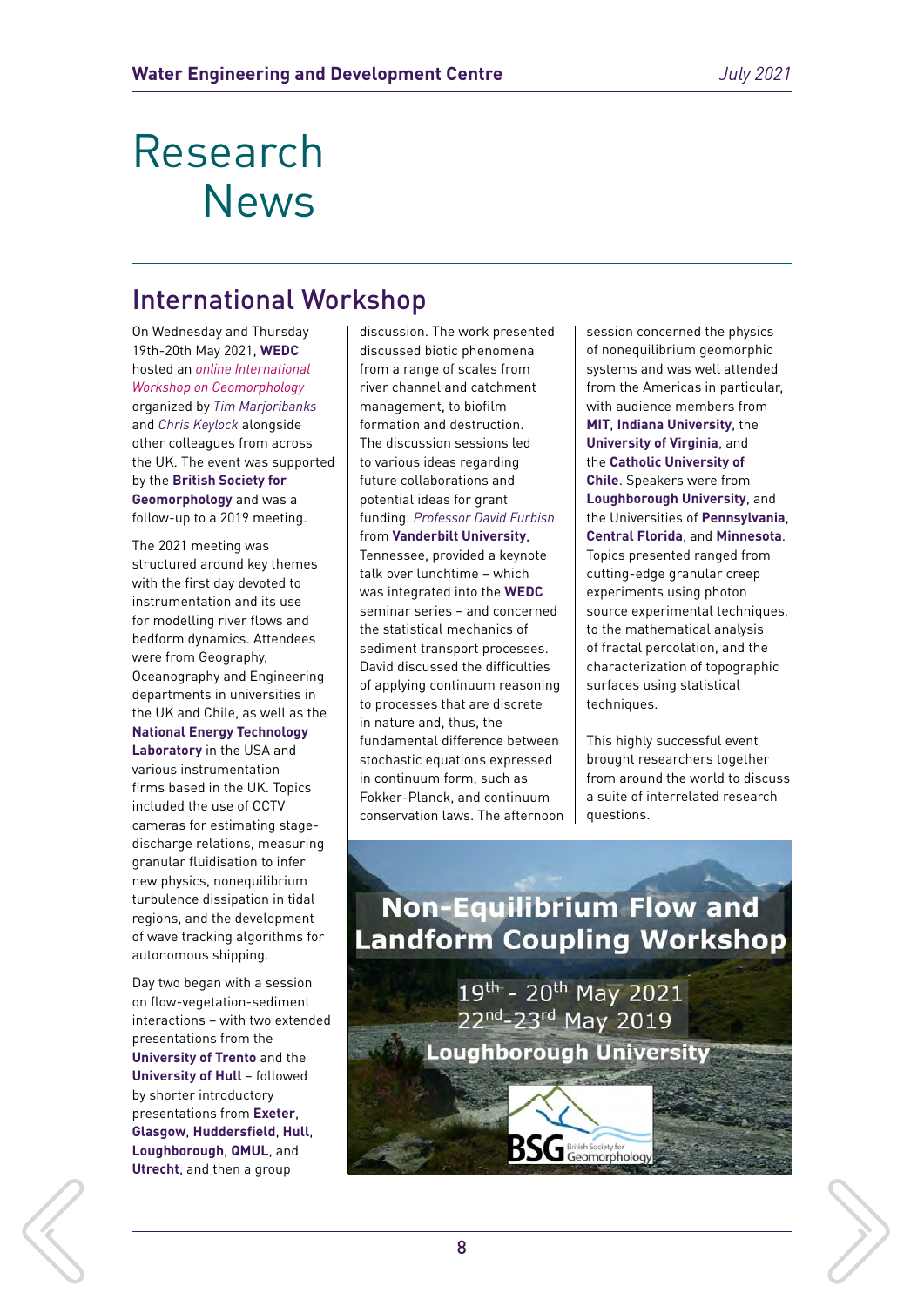# Research News

## International Workshop

On Wednesday and Thursday 19th-20th May 2021, **WEDC** hosted an *online International Workshop on Geomorphology* organized by *Tim Marjoribanks* and *Chris Keylock* alongside other colleagues from across the UK. The event was supported by the **British Society for Geomorphology** and was a follow-up to a 2019 meeting.

The 2021 meeting was structured around key themes with the first day devoted to instrumentation and its use for modelling river flows and bedform dynamics. Attendees were from Geography, Oceanography and Engineering departments in universities in the UK and Chile, as well as the **National Energy Technology Laboratory** in the USA and various instrumentation firms based in the UK. Topics included the use of CCTV cameras for estimating stage-discharge relations, measuring granular fluidisation to infer new physics, nonequilibrium turbulence dissipation in tidal regions, and the development of wave tracking algorithms for autonomous shipping.

Day two began with a session on flow-vegetation-sediment interactions – with two extended presentations from the **University of Trento** and the **University of Hull** – followed by shorter introductory presentations from **Exeter**, **Glasgow**, **Huddersfield**, **Hull**, **Loughborough**, **QMUL**, and **Utrecht**, and then a group discussion. The work presented discussed biotic phenomena from a range of scales from river channel and catchment management, to biofilm formation and destruction. The discussion sessions led to various ideas regarding future collaborations and potential ideas for grant funding. *Professor David Furbish* from **Vanderbilt University**, Tennessee, provided a keynote talk over lunchtime – which was integrated into the **WEDC** seminar series – and concerned the statistical mechanics of sediment transport processes. David discussed the difficulties of applying continuum reasoning to processes that are discrete in nature and, thus, the fundamental difference between stochastic equations expressed in continuum form, such as Fokker-Planck, and continuum conservation laws. The afternoon session concerned the physics of nonequilibrium geomorphic systems and was well attended from the Americas in particular, with audience members from **MIT**, **Indiana University**, the **University of Virginia**, and the **Catholic University of Chile**. Speakers were from **Loughborough University**, and the Universities of **Pennsylvania**, **Central Florida**, and **Minnesota**. Topics presented ranged from cutting-edge granular creep experiments using photon source experimental techniques, to the mathematical analysis of fractal percolation, and the characterization of topographic surfaces using statistical techniques.

This highly successful event brought researchers together from around the world to discuss a suite of interrelated research questions.

**Non-Equilibrium Flow and Landform Coupling Workshop**

19th - 20th May 2021
22nd-23rd May 2019
**Loughborough University**

BSG British Society for Geomorphology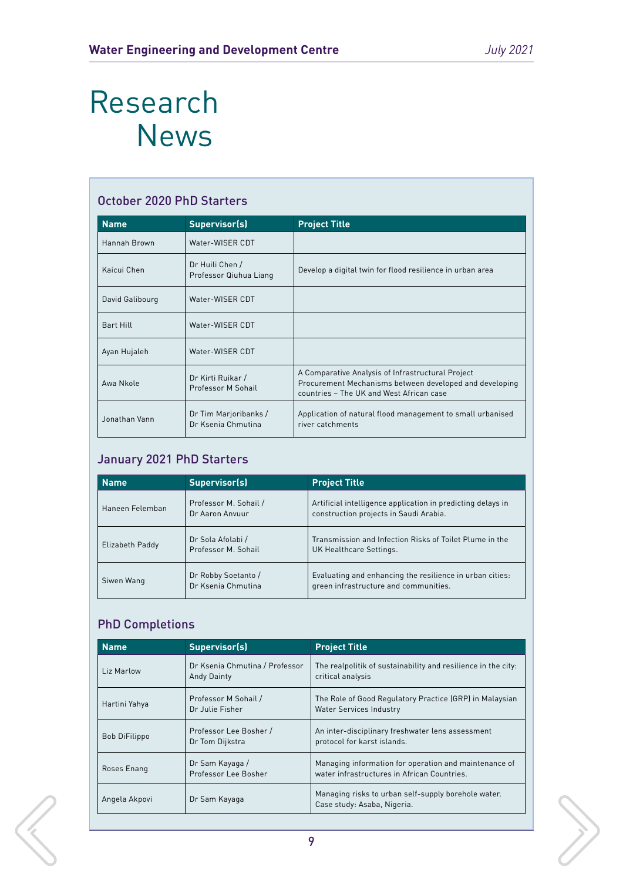# Research News

## October 2020 PhD Starters

| Name | Supervisor(s) | Project Title |
|---|---|---|
| Hannah Brown | Water-WISER CDT | |
| Kaicui Chen | Dr Huili Chen / Professor Qiuhua Liang | Develop a digital twin for flood resilience in urban area |
| David Galibourg | Water-WISER CDT | |
| Bart Hill | Water-WISER CDT | |
| Ayan Hujaleh | Water-WISER CDT | |
| Awa Nkole | Dr Kirti Ruikar / Professor M Sohail | A Comparative Analysis of Infrastructural Project Procurement Mechanisms between developed and developing countries – The UK and West African case |
| Jonathan Vann | Dr Tim Marjoribanks / Dr Ksenia Chmutina | Application of natural flood management to small urbanised river catchments |

## January 2021 PhD Starters

| Name | Supervisor(s) | Project Title |
|---|---|---|
| Haneen Felemban | Professor M. Sohail / Dr Aaron Anvuur | Artificial intelligence application in predicting delays in construction projects in Saudi Arabia. |
| Elizabeth Paddy | Dr Sola Afolabi / Professor M. Sohail | Transmission and Infection Risks of Toilet Plume in the UK Healthcare Settings. |
| Siwen Wang | Dr Robby Soetanto / Dr Ksenia Chmutina | Evaluating and enhancing the resilience in urban cities: green infrastructure and communities. |

## PhD Completions

| Name | Supervisor(s) | Project Title |
|---|---|---|
| Liz Marlow | Dr Ksenia Chmutina / Professor Andy Dainty | The realpolitik of sustainability and resilience in the city: critical analysis |
| Hartini Yahya | Professor M Sohail / Dr Julie Fisher | The Role of Good Regulatory Practice (GRP) in Malaysian Water Services Industry |
| Bob DiFilippo | Professor Lee Bosher / Dr Tom Dijkstra | An inter-disciplinary freshwater lens assessment protocol for karst islands. |
| Roses Enang | Dr Sam Kayaga / Professor Lee Bosher | Managing information for operation and maintenance of water infrastructures in African Countries. |
| Angela Akpovi | Dr Sam Kayaga | Managing risks to urban self-supply borehole water. Case study: Asaba, Nigeria. |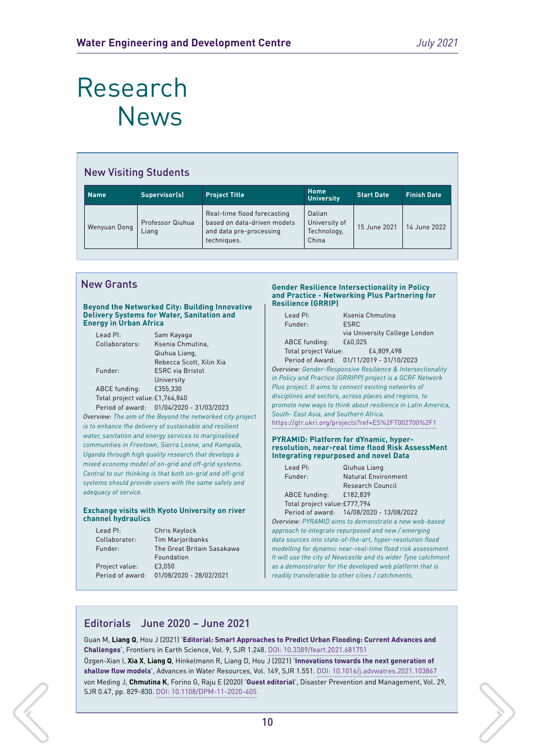# Research News

## New Visiting Students

| Name | Supervisor(s) | Project Title | Home University | Start Date | Finish Date |
|---|---|---|---|---|---|
| Wenyuan Dong | Professor Qiuhua Liang | Real-time flood forecasting based on data-driven models and data pre-processing techniques. | Dalian University of Technology, China | 15 June 2021 | 14 June 2022 |

## New Grants

### Beyond the Networked City: Building Innovative Delivery Systems for Water, Sanitation and Energy in Urban Africa

Lead PI: Sam Kayaga
Collaborators: Ksenia Chmutina, Qiuhua Liang, Rebecca Scott, Xilin Xia
Funder: ESRC via Bristol University
ABCE funding: £355,330
Total project value: £1,764,840
Period of award: 01/04/2020 - 31/03/2023

Overview: *The aim of the Beyond the networked city project is to enhance the delivery of sustainable and resilient water, sanitation and energy services to marginalised communities in Freetown, Sierra Leone, and Kampala, Uganda through high quality research that develops a mixed economy model of on-grid and off-grid systems. Central to our thinking is that both on-grid and off-grid systems should provide users with the same safety and adequacy of service.*

### Exchange visits with Kyoto University on river channel hydraulics

Lead PI: Chris Keylock
Collaborator: Tim Marjoribanks
Funder: The Great Britain Sasakawa Foundation
Project value: £3,050
Period of award: 01/08/2020 - 28/02/2021

### Gender Resilience Intersectionality in Policy and Practice - Networking Plus Partnering for Resilience (GRRIP)

Lead PI: Ksenia Chmutina
Funder: ESRC via University College London
ABCE funding: £60,025
Total project Value: £4,809,498
Period of Award: 01/11/2019 - 31/10/2023

Overview: *Gender-Responsive Resilience & Intersectionality in Policy and Practice (GRRIPP) project is a GCRF Network Plus project. It aims to connect existing networks of disciplines and sectors, across places and regions, to promote new ways to think about resilience in Latin America, South- East Asia, and Southern Africa.*
https://gtr.ukri.org/projects?ref=ES%2FT002700%2F1

### PYRAMID: Platform for dYnamic, hyper-resolution, near-real time flood Risk AssessMent Integrating repurposed and novel Data

Lead PI: Qiuhua Liang
Funder: Natural Environment Research Council
ABCE funding: £182,839
Total project value: £777,794
Period of award: 14/08/2020 - 13/08/2022

Overview: *PYRAMID aims to demonstrate a new web-based approach to integrate repurposed and new / emerging data sources into state-of-the-art, hyper-resolution flood modelling for dynamic near-real-time flood risk assessment. It will use the city of Newcastle and its wider Tyne catchment as a demonstrator for the developed web platform that is readily transferable to other cities / catchments.*

## Editorials June 2020 – June 2021

Guan M, **Liang Q**, Hou J (2021) '**Editorial: Smart Approaches to Predict Urban Flooding: Current Advances and Challenges**', Frontiers in Earth Science, Vol. 9, SJR 1.248. DOI: 10.3389/feart.2021.681751

Özgen-Xian I, **Xia X**, **Liang Q**, Hinkelmann R, Liang D, Hou J (2021) '**Innovations towards the next generation of shallow flow models**', Advances in Water Resources, Vol. 149, SJR 1.551. DOI: 10.1016/j.advwatres.2021.103867

von Meding J, **Chmutina K**, Forino G, Raju E (2020) '**Guest editorial**', Disaster Prevention and Management, Vol. 29, SJR 0.47, pp. 829-830. DOI: 10.1108/DPM-11-2020-405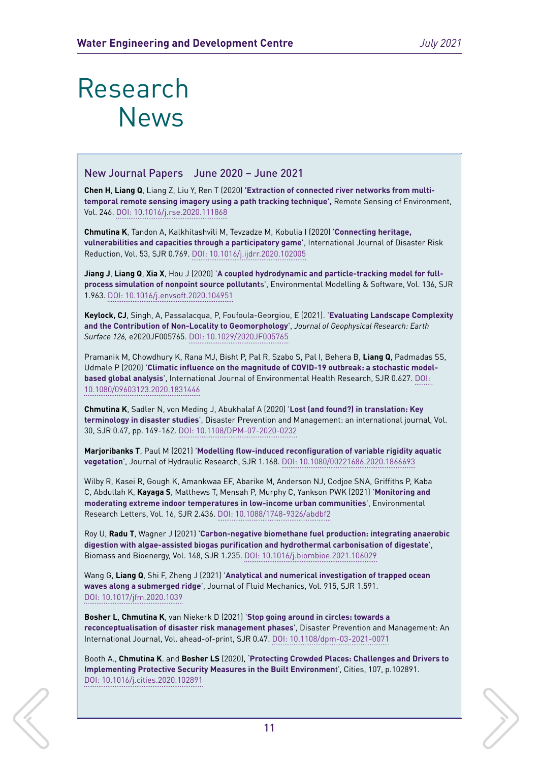# Research News

## New Journal Papers June 2020 – June 2021

**Chen H**, **Liang Q**, Liang Z, Liu Y, Ren T (2020) '**Extraction of connected river networks from multi-temporal remote sensing imagery using a path tracking technique**', Remote Sensing of Environment, Vol. 246. DOI: 10.1016/j.rse.2020.111868

**Chmutina K**, Tandon A, Kalkhitashvili M, Tevzadze M, Kobulia I (2020) '**Connecting heritage, vulnerabilities and capacities through a participatory game**', International Journal of Disaster Risk Reduction, Vol. 53, SJR 0.769. DOI: 10.1016/j.ijdrr.2020.102005

**Jiang J**, **Liang Q**, **Xia X**, Hou J (2020) '**A coupled hydrodynamic and particle-tracking model for full-process simulation of nonpoint source pollutant**s', Environmental Modelling & Software, Vol. 136, SJR 1.963. DOI: 10.1016/j.envsoft.2020.104951

**Keylock, CJ**, Singh, A, Passalacqua, P, Foufoula-Georgiou, E (2021). '**Evaluating Landscape Complexity and the Contribution of Non-Locality to Geomorphology**', *Journal of Geophysical Research: Earth Surface 126*, e2020JF005765. DOI: 10.1029/2020JF005765

Pramanik M, Chowdhury K, Rana MJ, Bisht P, Pal R, Szabo S, Pal I, Behera B, **Liang Q**, Padmadas SS, Udmale P (2020) '**Climatic influence on the magnitude of COVID-19 outbreak: a stochastic model-based global analysis**', International Journal of Environmental Health Research, SJR 0.627. DOI: 10.1080/09603123.2020.1831446

**Chmutina K**, Sadler N, von Meding J, Abukhalaf A (2020) '**Lost (and found?) in translation: Key terminology in disaster studies**', Disaster Prevention and Management: an international journal, Vol. 30, SJR 0.47, pp. 149-162. DOI: 10.1108/DPM-07-2020-0232

**Marjoribanks T**, Paul M (2021) '**Modelling flow-induced reconfiguration of variable rigidity aquatic vegetation**', Journal of Hydraulic Research, SJR 1.168. DOI: 10.1080/00221686.2020.1866693

Wilby R, Kasei R, Gough K, Amankwaa EF, Abarike M, Anderson NJ, Codjoe SNA, Griffiths P, Kaba C, Abdullah K, **Kayaga S**, Matthews T, Mensah P, Murphy C, Yankson PWK (2021) '**Monitoring and moderating extreme indoor temperatures in low-income urban communities**', Environmental Research Letters, Vol. 16, SJR 2.436. DOI: 10.1088/1748-9326/abdbf2

Roy U, **Radu T**, Wagner J (2021) '**Carbon-negative biomethane fuel production: integrating anaerobic digestion with algae-assisted biogas purification and hydrothermal carbonisation of digestate**', Biomass and Bioenergy, Vol. 148, SJR 1.235. DOI: 10.1016/j.biombioe.2021.106029

Wang G, **Liang Q**, Shi F, Zheng J (2021) '**Analytical and numerical investigation of trapped ocean waves along a submerged ridge**', Journal of Fluid Mechanics, Vol. 915, SJR 1.591. DOI: 10.1017/jfm.2020.1039

**Bosher L**, **Chmutina K**, van Niekerk D (2021) '**Stop going around in circles: towards a reconceptualisation of disaster risk management phases**', Disaster Prevention and Management: An International Journal, Vol. ahead-of-print, SJR 0.47. DOI: 10.1108/dpm-03-2021-0071

Booth A., **Chmutina K**. and **Bosher LS** (2020), '**Protecting Crowded Places: Challenges and Drivers to Implementing Protective Security Measures in the Built Environment**', Cities, 107, p.102891. DOI: 10.1016/j.cities.2020.102891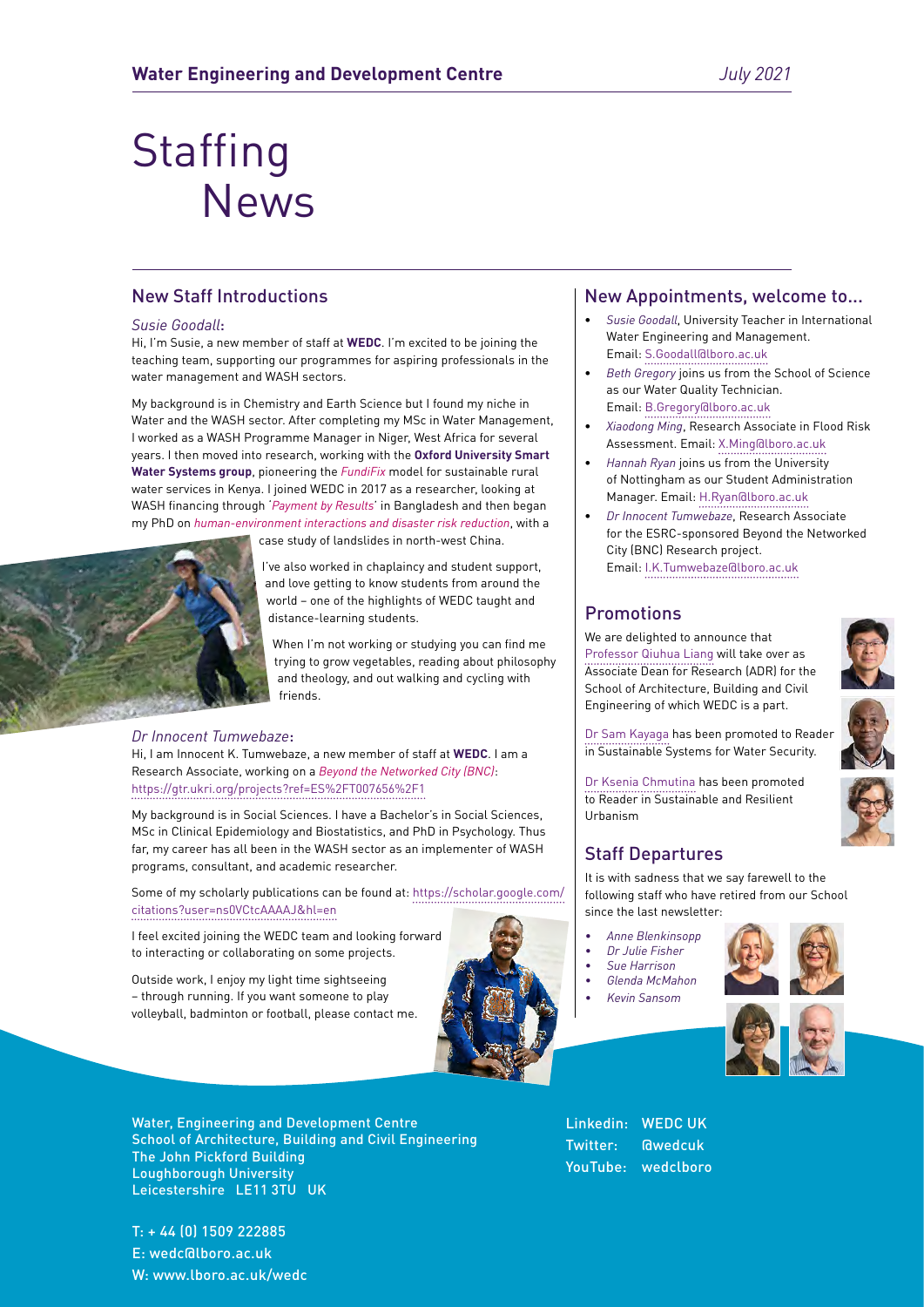# Staffing News

## New Staff Introductions

*Susie Goodall*:

Hi, I'm Susie, a new member of staff at **WEDC**. I'm excited to be joining the teaching team, supporting our programmes for aspiring professionals in the water management and WASH sectors.

My background is in Chemistry and Earth Science but I found my niche in Water and the WASH sector. After completing my MSc in Water Management, I worked as a WASH Programme Manager in Niger, West Africa for several years. I then moved into research, working with the **Oxford University Smart Water Systems group**, pioneering the *FundiFix* model for sustainable rural water services in Kenya. I joined WEDC in 2017 as a researcher, looking at WASH financing through '*Payment by Results*' in Bangladesh and then began my PhD on *human-environment interactions and disaster risk reduction*, with a case study of landslides in north-west China.

I've also worked in chaplaincy and student support, and love getting to know students from around the world – one of the highlights of WEDC taught and distance-learning students.

When I'm not working or studying you can find me trying to grow vegetables, reading about philosophy and theology, and out walking and cycling with friends.

*Dr Innocent Tumwebaze*:

Hi, I am Innocent K. Tumwebaze, a new member of staff at **WEDC**. I am a Research Associate, working on a *Beyond the Networked City (BNC)*: https://gtr.ukri.org/projects?ref=ES%2FT007656%2F1

My background is in Social Sciences. I have a Bachelor's in Social Sciences, MSc in Clinical Epidemiology and Biostatistics, and PhD in Psychology. Thus far, my career has all been in the WASH sector as an implementer of WASH programs, consultant, and academic researcher.

Some of my scholarly publications can be found at: https://scholar.google.com/citations?user=ns0VCtcAAAAJ&hl=en

I feel excited joining the WEDC team and looking forward to interacting or collaborating on some projects.

Outside work, I enjoy my light time sightseeing – through running. If you want someone to play volleyball, badminton or football, please contact me.

## New Appointments, welcome to...

- *Susie Goodall*, University Teacher in International Water Engineering and Management. Email: S.Goodall@lboro.ac.uk
- *Beth Gregory* joins us from the School of Science as our Water Quality Technician. Email: B.Gregory@lboro.ac.uk
- *Xiaodong Ming*, Research Associate in Flood Risk Assessment. Email: X.Ming@lboro.ac.uk
- *Hannah Ryan* joins us from the University of Nottingham as our Student Administration Manager. Email: H.Ryan@lboro.ac.uk
- *Dr Innocent Tumwebaze*, Research Associate for the ESRC-sponsored Beyond the Networked City (BNC) Research project. Email: I.K.Tumwebaze@lboro.ac.uk

## Promotions

We are delighted to announce that Professor Qiuhua Liang will take over as Associate Dean for Research (ADR) for the School of Architecture, Building and Civil Engineering of which WEDC is a part.

Dr Sam Kayaga has been promoted to Reader in Sustainable Systems for Water Security.

Dr Ksenia Chmutina has been promoted to Reader in Sustainable and Resilient Urbanism

## Staff Departures

It is with sadness that we say farewell to the following staff who have retired from our School since the last newsletter:

- *Anne Blenkinsopp*
- *Dr Julie Fisher*
- *Sue Harrison*
- *Glenda McMahon*
- *Kevin Sansom*

Water, Engineering and Development Centre
School of Architecture, Building and Civil Engineering
The John Pickford Building
Loughborough University
Leicestershire LE11 3TU UK

T: + 44 (0) 1509 222885
E: wedc@lboro.ac.uk
W: www.lboro.ac.uk/wedc

Linkedin: WEDC UK
Twitter: @wedcuk
YouTube: wedclboro